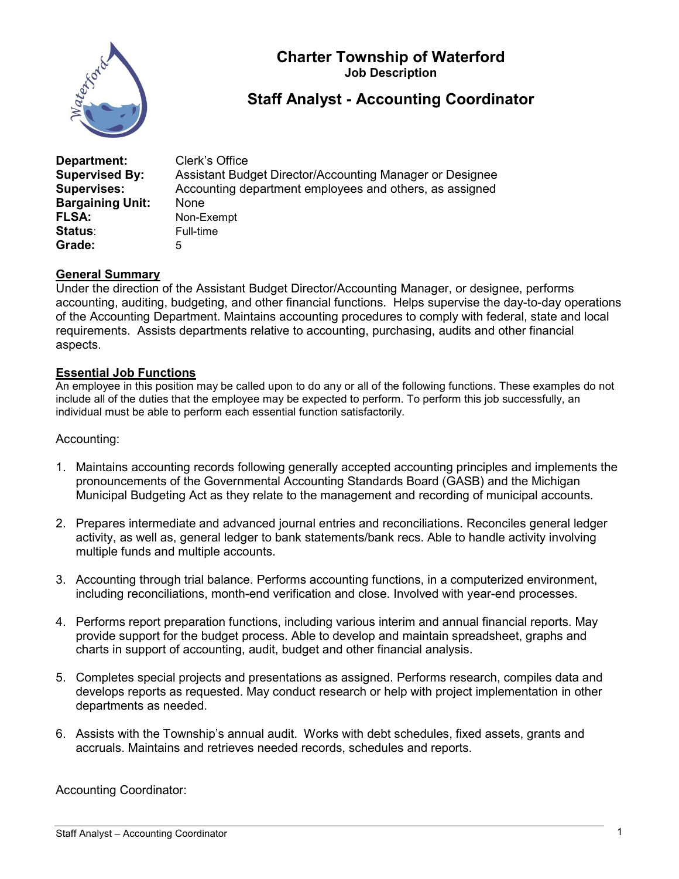# Charter Township of Waterford

**Job Description**

## Staff Analyst - Accounting Coordinator

**Department:** Clerk's Office
**Supervised By:** Assistant Budget Director/Accounting Manager or Designee
**Supervises:** Accounting department employees and others, as assigned
**Bargaining Unit:** None
**FLSA:** Non-Exempt
**Status**: Full-time
**Grade:** 5

### General Summary

Under the direction of the Assistant Budget Director/Accounting Manager, or designee, performs accounting, auditing, budgeting, and other financial functions. Helps supervise the day-to-day operations of the Accounting Department. Maintains accounting procedures to comply with federal, state and local requirements. Assists departments relative to accounting, purchasing, audits and other financial aspects.

### Essential Job Functions

An employee in this position may be called upon to do any or all of the following functions. These examples do not include all of the duties that the employee may be expected to perform. To perform this job successfully, an individual must be able to perform each essential function satisfactorily.

Accounting:

1. Maintains accounting records following generally accepted accounting principles and implements the pronouncements of the Governmental Accounting Standards Board (GASB) and the Michigan Municipal Budgeting Act as they relate to the management and recording of municipal accounts.

2. Prepares intermediate and advanced journal entries and reconciliations. Reconciles general ledger activity, as well as, general ledger to bank statements/bank recs. Able to handle activity involving multiple funds and multiple accounts.

3. Accounting through trial balance. Performs accounting functions, in a computerized environment, including reconciliations, month-end verification and close. Involved with year-end processes.

4. Performs report preparation functions, including various interim and annual financial reports. May provide support for the budget process. Able to develop and maintain spreadsheet, graphs and charts in support of accounting, audit, budget and other financial analysis.

5. Completes special projects and presentations as assigned. Performs research, compiles data and develops reports as requested. May conduct research or help with project implementation in other departments as needed.

6. Assists with the Township's annual audit. Works with debt schedules, fixed assets, grants and accruals. Maintains and retrieves needed records, schedules and reports.

Accounting Coordinator: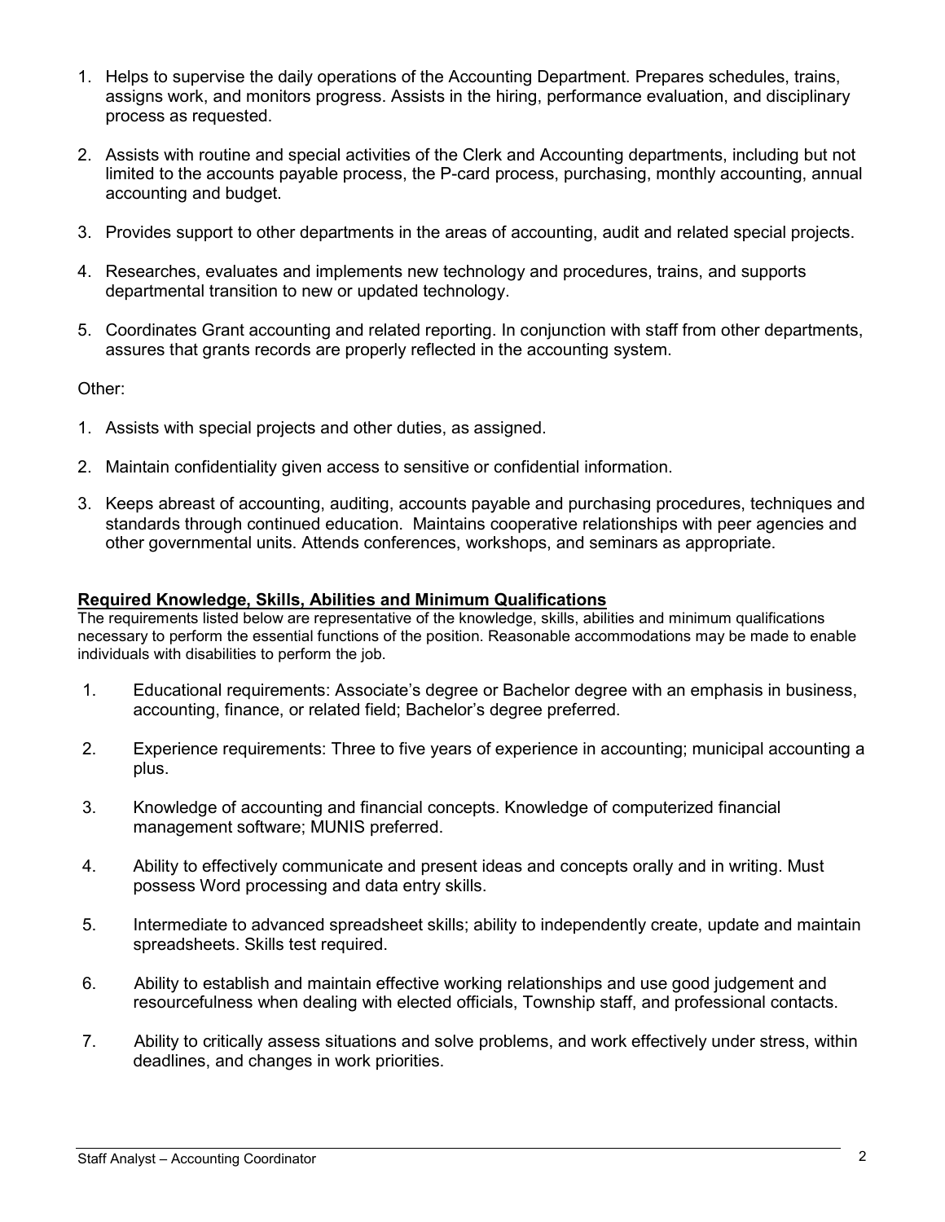1. Helps to supervise the daily operations of the Accounting Department. Prepares schedules, trains, assigns work, and monitors progress. Assists in the hiring, performance evaluation, and disciplinary process as requested.

2. Assists with routine and special activities of the Clerk and Accounting departments, including but not limited to the accounts payable process, the P-card process, purchasing, monthly accounting, annual accounting and budget.

3. Provides support to other departments in the areas of accounting, audit and related special projects.

4. Researches, evaluates and implements new technology and procedures, trains, and supports departmental transition to new or updated technology.

5. Coordinates Grant accounting and related reporting. In conjunction with staff from other departments, assures that grants records are properly reflected in the accounting system.

Other:

1. Assists with special projects and other duties, as assigned.

2. Maintain confidentiality given access to sensitive or confidential information.

3. Keeps abreast of accounting, auditing, accounts payable and purchasing procedures, techniques and standards through continued education. Maintains cooperative relationships with peer agencies and other governmental units. Attends conferences, workshops, and seminars as appropriate.

**Required Knowledge, Skills, Abilities and Minimum Qualifications**

The requirements listed below are representative of the knowledge, skills, abilities and minimum qualifications necessary to perform the essential functions of the position. Reasonable accommodations may be made to enable individuals with disabilities to perform the job.

1. Educational requirements: Associate's degree or Bachelor degree with an emphasis in business, accounting, finance, or related field; Bachelor's degree preferred.

2. Experience requirements: Three to five years of experience in accounting; municipal accounting a plus.

3. Knowledge of accounting and financial concepts. Knowledge of computerized financial management software; MUNIS preferred.

4. Ability to effectively communicate and present ideas and concepts orally and in writing. Must possess Word processing and data entry skills.

5. Intermediate to advanced spreadsheet skills; ability to independently create, update and maintain spreadsheets. Skills test required.

6. Ability to establish and maintain effective working relationships and use good judgement and resourcefulness when dealing with elected officials, Township staff, and professional contacts.

7. Ability to critically assess situations and solve problems, and work effectively under stress, within deadlines, and changes in work priorities.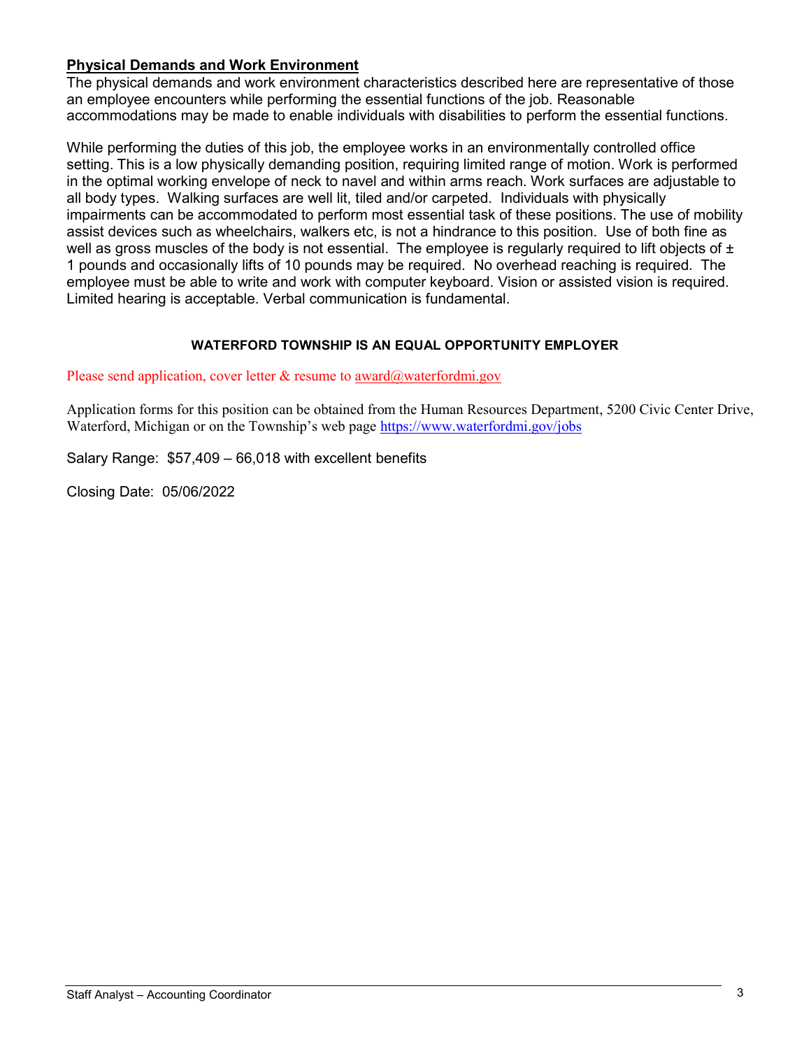## Physical Demands and Work Environment

The physical demands and work environment characteristics described here are representative of those an employee encounters while performing the essential functions of the job. Reasonable accommodations may be made to enable individuals with disabilities to perform the essential functions.

While performing the duties of this job, the employee works in an environmentally controlled office setting. This is a low physically demanding position, requiring limited range of motion. Work is performed in the optimal working envelope of neck to navel and within arms reach. Work surfaces are adjustable to all body types. Walking surfaces are well lit, tiled and/or carpeted. Individuals with physically impairments can be accommodated to perform most essential task of these positions. The use of mobility assist devices such as wheelchairs, walkers etc, is not a hindrance to this position. Use of both fine as well as gross muscles of the body is not essential. The employee is regularly required to lift objects of ± 1 pounds and occasionally lifts of 10 pounds may be required. No overhead reaching is required. The employee must be able to write and work with computer keyboard. Vision or assisted vision is required. Limited hearing is acceptable. Verbal communication is fundamental.

**WATERFORD TOWNSHIP IS AN EQUAL OPPORTUNITY EMPLOYER**

Please send application, cover letter & resume to award@waterfordmi.gov

Application forms for this position can be obtained from the Human Resources Department, 5200 Civic Center Drive, Waterford, Michigan or on the Township's web page https://www.waterfordmi.gov/jobs

Salary Range: $57,409 – 66,018 with excellent benefits

Closing Date: 05/06/2022